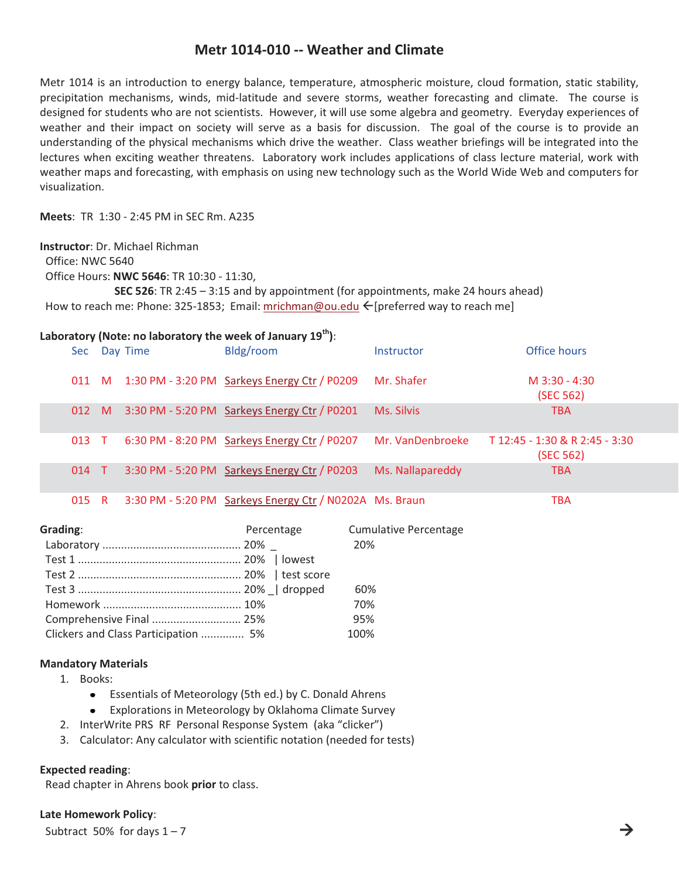# Metr 1014-010 -- Weather and Climate

Metr 1014 is an introduction to energy balance, temperature, atmospheric moisture, cloud formation, static stability, precipitation mechanisms, winds, mid-latitude and severe storms, weather forecasting and climate. The course is designed for students who are not scientists. However, it will use some algebra and geometry. Everyday experiences of weather and their impact on society will serve as a basis for discussion. The goal of the course is to provide an understanding of the physical mechanisms which drive the weather. Class weather briefings will be integrated into the lectures when exciting weather threatens. Laboratory work includes applications of class lecture material, work with weather maps and forecasting, with emphasis on using new technology such as the World Wide Web and computers for visualization.

**Meets**: TR 1:30 - 2:45 PM in SEC Rm. A235

**Instructor**: Dr. Michael Richman
Office: NWC 5640
Office Hours: **NWC 5646**: TR 10:30 - 11:30,
**SEC 526**: TR 2:45 – 3:15 and by appointment (for appointments, make 24 hours ahead)
How to reach me: Phone: 325-1853; Email: mrichman@ou.edu ←[preferred way to reach me]

**Laboratory (Note: no laboratory the week of January 19th):**

| Sec | Day | Time | Bldg/room | Instructor | Office hours |
|---|---|---|---|---|---|
| 011 | M | 1:30 PM - 3:20 PM | Sarkeys Energy Ctr / P0209 | Mr. Shafer | M 3:30 - 4:30 (SEC 562) |
| 012 | M | 3:30 PM - 5:20 PM | Sarkeys Energy Ctr / P0201 | Ms. Silvis | TBA |
| 013 | T | 6:30 PM - 8:20 PM | Sarkeys Energy Ctr / P0207 | Mr. VanDenbroeke | T 12:45 - 1:30 & R 2:45 - 3:30 (SEC 562) |
| 014 | T | 3:30 PM - 5:20 PM | Sarkeys Energy Ctr / P0203 | Ms. Nallapareddy | TBA |
| 015 | R | 3:30 PM - 5:20 PM | Sarkeys Energy Ctr / N0202A | Ms. Braun | TBA |

**Grading**:

| | Percentage | | Cumulative Percentage |
|---|---|---|---|
| Laboratory | 20% | | 20% |
| Test 1 | 20% | lowest | |
| Test 2 | 20% | test score | |
| Test 3 | 20% | dropped | 60% |
| Homework | 10% | | 70% |
| Comprehensive Final | 25% | | 95% |
| Clickers and Class Participation | 5% | | 100% |

**Mandatory Materials**

1. Books:
   - Essentials of Meteorology (5th ed.) by C. Donald Ahrens
   - Explorations in Meteorology by Oklahoma Climate Survey
2. InterWrite PRS RF Personal Response System (aka "clicker")
3. Calculator: Any calculator with scientific notation (needed for tests)

**Expected reading**:
Read chapter in Ahrens book **prior** to class.

**Late Homework Policy**:
Subtract 50% for days 1 – 7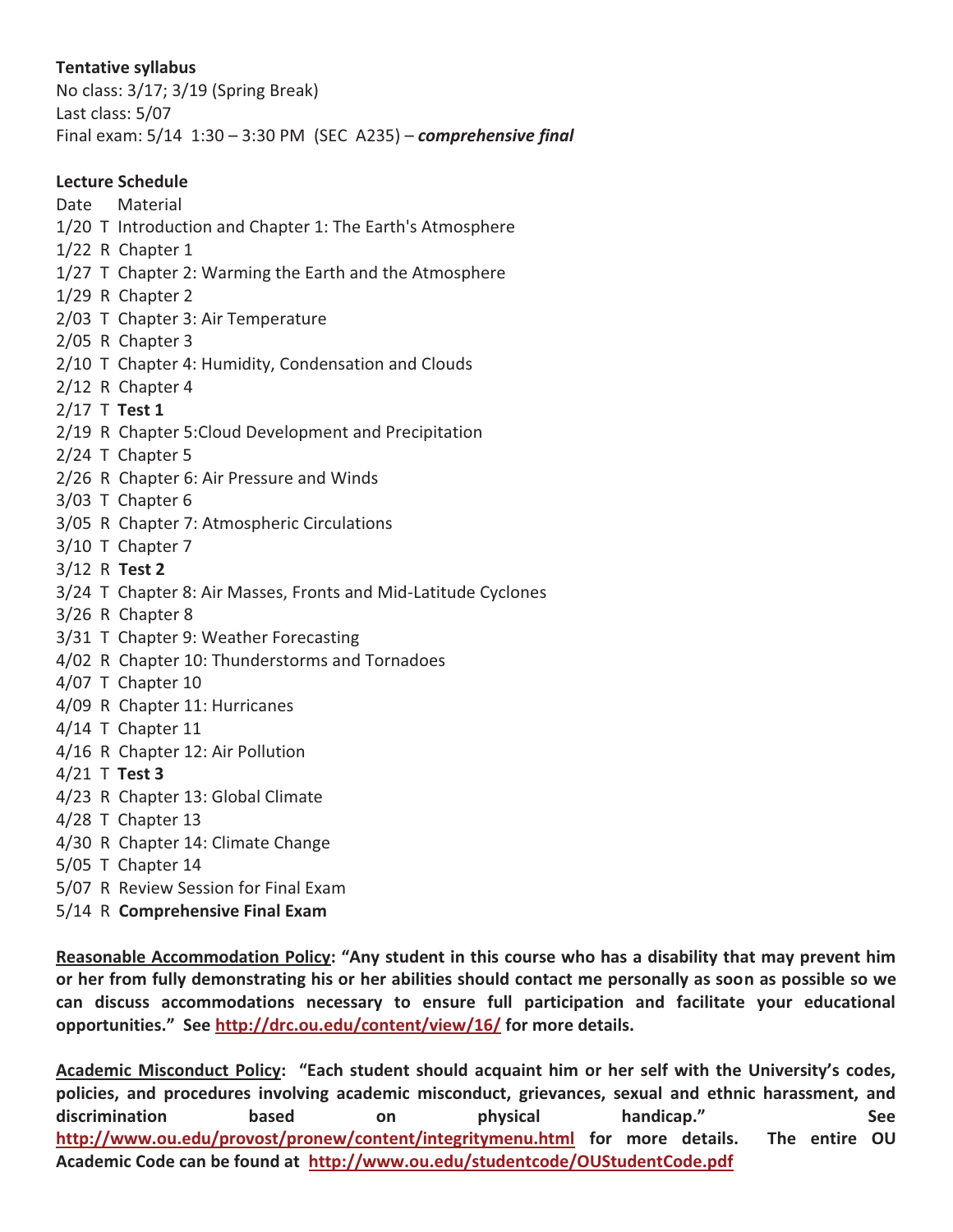**Tentative syllabus**

No class: 3/17; 3/19 (Spring Break)

Last class: 5/07

Final exam: 5/14 1:30 – 3:30 PM (SEC A235) – ***comprehensive final***

**Lecture Schedule**

Date Material

1/20 T Introduction and Chapter 1: The Earth's Atmosphere

1/22 R Chapter 1

1/27 T Chapter 2: Warming the Earth and the Atmosphere

1/29 R Chapter 2

2/03 T Chapter 3: Air Temperature

2/05 R Chapter 3

2/10 T Chapter 4: Humidity, Condensation and Clouds

2/12 R Chapter 4

2/17 T **Test 1**

2/19 R Chapter 5:Cloud Development and Precipitation

2/24 T Chapter 5

2/26 R Chapter 6: Air Pressure and Winds

3/03 T Chapter 6

3/05 R Chapter 7: Atmospheric Circulations

3/10 T Chapter 7

3/12 R **Test 2**

3/24 T Chapter 8: Air Masses, Fronts and Mid-Latitude Cyclones

3/26 R Chapter 8

3/31 T Chapter 9: Weather Forecasting

4/02 R Chapter 10: Thunderstorms and Tornadoes

4/07 T Chapter 10

4/09 R Chapter 11: Hurricanes

4/14 T Chapter 11

4/16 R Chapter 12: Air Pollution

4/21 T **Test 3**

4/23 R Chapter 13: Global Climate

4/28 T Chapter 13

4/30 R Chapter 14: Climate Change

5/05 T Chapter 14

5/07 R Review Session for Final Exam

5/14 R **Comprehensive Final Exam**

**Reasonable Accommodation Policy: "Any student in this course who has a disability that may prevent him or her from fully demonstrating his or her abilities should contact me personally as soon as possible so we can discuss accommodations necessary to ensure full participation and facilitate your educational opportunities." See http://drc.ou.edu/content/view/16/ for more details.**

**Academic Misconduct Policy: "Each student should acquaint him or her self with the University's codes, policies, and procedures involving academic misconduct, grievances, sexual and ethnic harassment, and discrimination based on physical handicap." See http://www.ou.edu/provost/pronew/content/integritymenu.html for more details. The entire OU Academic Code can be found at http://www.ou.edu/studentcode/OUStudentCode.pdf**